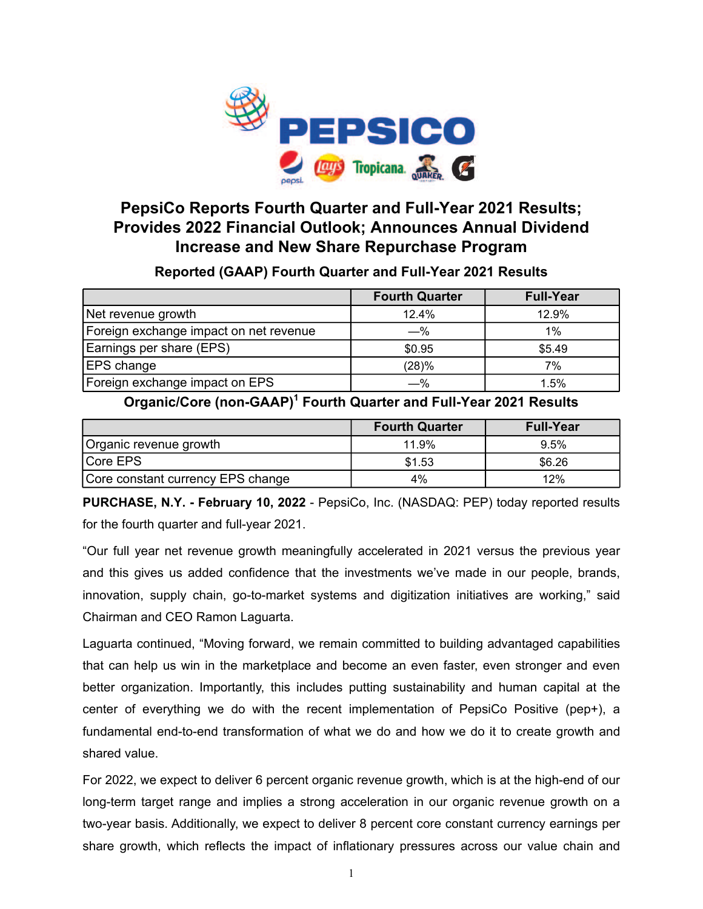# PepsiCo Reports Fourth Quarter and Full-Year 2021 Results; Provides 2022 Financial Outlook; Announces Annual Dividend Increase and New Share Repurchase Program

## Reported (GAAP) Fourth Quarter and Full-Year 2021 Results

| | Fourth Quarter | Full-Year |
|---|---|---|
| Net revenue growth | 12.4% | 12.9% |
| Foreign exchange impact on net revenue | —% | 1% |
| Earnings per share (EPS) | $0.95 | $5.49 |
| EPS change | (28)% | 7% |
| Foreign exchange impact on EPS | —% | 1.5% |

## Organic/Core (non-GAAP)[1] Fourth Quarter and Full-Year 2021 Results

| | Fourth Quarter | Full-Year |
|---|---|---|
| Organic revenue growth | 11.9% | 9.5% |
| Core EPS | $1.53 | $6.26 |
| Core constant currency EPS change | 4% | 12% |

**PURCHASE, N.Y. - February 10, 2022** - PepsiCo, Inc. (NASDAQ: PEP) today reported results for the fourth quarter and full-year 2021.

"Our full year net revenue growth meaningfully accelerated in 2021 versus the previous year and this gives us added confidence that the investments we've made in our people, brands, innovation, supply chain, go-to-market systems and digitization initiatives are working," said Chairman and CEO Ramon Laguarta.

Laguarta continued, "Moving forward, we remain committed to building advantaged capabilities that can help us win in the marketplace and become an even faster, even stronger and even better organization. Importantly, this includes putting sustainability and human capital at the center of everything we do with the recent implementation of PepsiCo Positive (pep+), a fundamental end-to-end transformation of what we do and how we do it to create growth and shared value.

For 2022, we expect to deliver 6 percent organic revenue growth, which is at the high-end of our long-term target range and implies a strong acceleration in our organic revenue growth on a two-year basis. Additionally, we expect to deliver 8 percent core constant currency earnings per share growth, which reflects the impact of inflationary pressures across our value chain and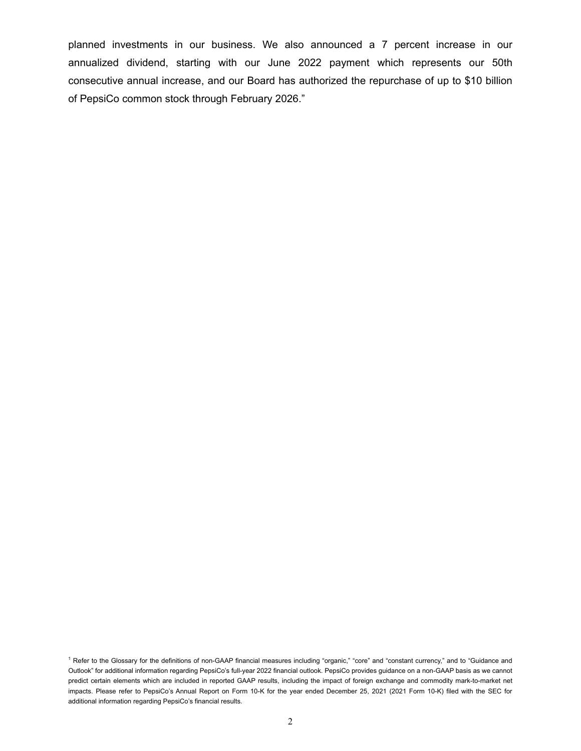planned investments in our business. We also announced a 7 percent increase in our annualized dividend, starting with our June 2022 payment which represents our 50th consecutive annual increase, and our Board has authorized the repurchase of up to $10 billion of PepsiCo common stock through February 2026."

[1] Refer to the Glossary for the definitions of non-GAAP financial measures including "organic," "core" and "constant currency," and to "Guidance and Outlook" for additional information regarding PepsiCo's full-year 2022 financial outlook. PepsiCo provides guidance on a non-GAAP basis as we cannot predict certain elements which are included in reported GAAP results, including the impact of foreign exchange and commodity mark-to-market net impacts. Please refer to PepsiCo's Annual Report on Form 10-K for the year ended December 25, 2021 (2021 Form 10-K) filed with the SEC for additional information regarding PepsiCo's financial results.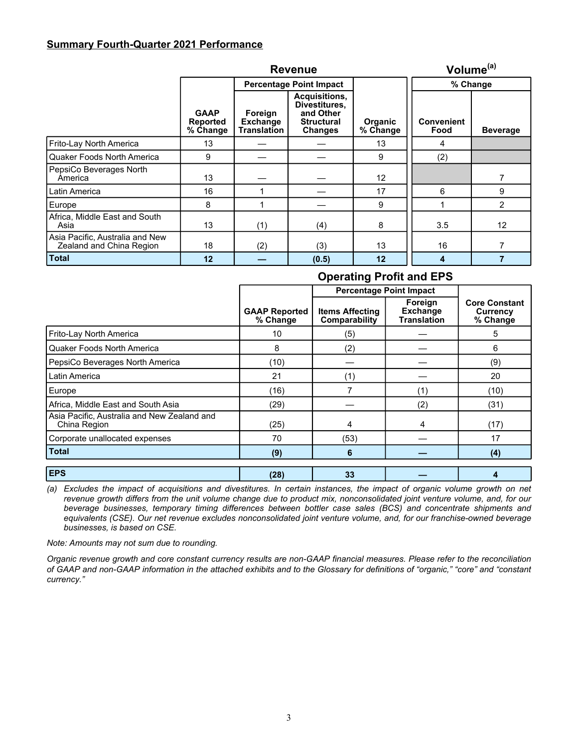**Summary Fourth-Quarter 2021 Performance**

| | Revenue | | | | Volume[(a)] | |
|---|---|---|---|---|---|---|
| | | Percentage Point Impact | | | % Change | |
| | GAAP Reported % Change | Foreign Exchange Translation | Acquisitions, Divestitures, and Other Structural Changes | Organic % Change | Convenient Food | Beverage |
| Frito-Lay North America | 13 | — | — | 13 | 4 | |
| Quaker Foods North America | 9 | — | — | 9 | (2) | |
| PepsiCo Beverages North America | 13 | — | — | 12 | | 7 |
| Latin America | 16 | 1 | — | 17 | 6 | 9 |
| Europe | 8 | 1 | — | 9 | 1 | 2 |
| Africa, Middle East and South Asia | 13 | (1) | (4) | 8 | 3.5 | 12 |
| Asia Pacific, Australia and New Zealand and China Region | 18 | (2) | (3) | 13 | 16 | 7 |
| **Total** | **12** | **—** | **(0.5)** | **12** | **4** | **7** |

| | Operating Profit and EPS | | | |
|---|---|---|---|---|
| | | Percentage Point Impact | | |
| | GAAP Reported % Change | Items Affecting Comparability | Foreign Exchange Translation | Core Constant Currency % Change |
| Frito-Lay North America | 10 | (5) | — | 5 |
| Quaker Foods North America | 8 | (2) | — | 6 |
| PepsiCo Beverages North America | (10) | — | — | (9) |
| Latin America | 21 | (1) | — | 20 |
| Europe | (16) | 7 | (1) | (10) |
| Africa, Middle East and South Asia | (29) | — | (2) | (31) |
| Asia Pacific, Australia and New Zealand and China Region | (25) | 4 | 4 | (17) |
| Corporate unallocated expenses | 70 | (53) | — | 17 |
| **Total** | **(9)** | **6** | **—** | **(4)** |
| **EPS** | **(28)** | **33** | **—** | **4** |

*(a) Excludes the impact of acquisitions and divestitures. In certain instances, the impact of organic volume growth on net revenue growth differs from the unit volume change due to product mix, nonconsolidated joint venture volume, and, for our beverage businesses, temporary timing differences between bottler case sales (BCS) and concentrate shipments and equivalents (CSE). Our net revenue excludes nonconsolidated joint venture volume, and, for our franchise-owned beverage businesses, is based on CSE.*

*Note: Amounts may not sum due to rounding.*

*Organic revenue growth and core constant currency results are non-GAAP financial measures. Please refer to the reconciliation of GAAP and non-GAAP information in the attached exhibits and to the Glossary for definitions of "organic," "core" and "constant currency."*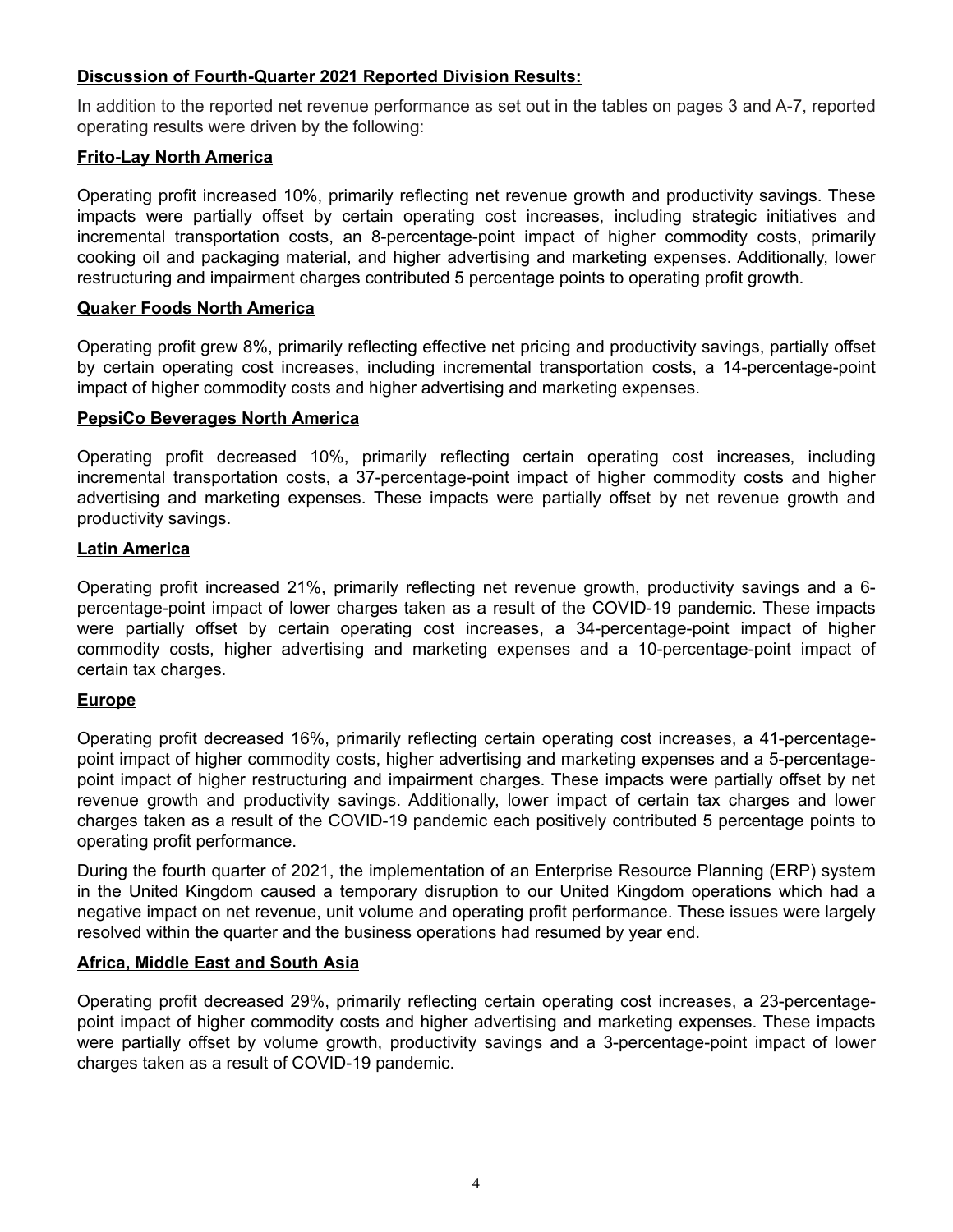## Discussion of Fourth-Quarter 2021 Reported Division Results:

In addition to the reported net revenue performance as set out in the tables on pages 3 and A-7, reported operating results were driven by the following:

### Frito-Lay North America

Operating profit increased 10%, primarily reflecting net revenue growth and productivity savings. These impacts were partially offset by certain operating cost increases, including strategic initiatives and incremental transportation costs, an 8-percentage-point impact of higher commodity costs, primarily cooking oil and packaging material, and higher advertising and marketing expenses. Additionally, lower restructuring and impairment charges contributed 5 percentage points to operating profit growth.

### Quaker Foods North America

Operating profit grew 8%, primarily reflecting effective net pricing and productivity savings, partially offset by certain operating cost increases, including incremental transportation costs, a 14-percentage-point impact of higher commodity costs and higher advertising and marketing expenses.

### PepsiCo Beverages North America

Operating profit decreased 10%, primarily reflecting certain operating cost increases, including incremental transportation costs, a 37-percentage-point impact of higher commodity costs and higher advertising and marketing expenses. These impacts were partially offset by net revenue growth and productivity savings.

### Latin America

Operating profit increased 21%, primarily reflecting net revenue growth, productivity savings and a 6-percentage-point impact of lower charges taken as a result of the COVID-19 pandemic. These impacts were partially offset by certain operating cost increases, a 34-percentage-point impact of higher commodity costs, higher advertising and marketing expenses and a 10-percentage-point impact of certain tax charges.

### Europe

Operating profit decreased 16%, primarily reflecting certain operating cost increases, a 41-percentage-point impact of higher commodity costs, higher advertising and marketing expenses and a 5-percentage-point impact of higher restructuring and impairment charges. These impacts were partially offset by net revenue growth and productivity savings. Additionally, lower impact of certain tax charges and lower charges taken as a result of the COVID-19 pandemic each positively contributed 5 percentage points to operating profit performance.

During the fourth quarter of 2021, the implementation of an Enterprise Resource Planning (ERP) system in the United Kingdom caused a temporary disruption to our United Kingdom operations which had a negative impact on net revenue, unit volume and operating profit performance. These issues were largely resolved within the quarter and the business operations had resumed by year end.

### Africa, Middle East and South Asia

Operating profit decreased 29%, primarily reflecting certain operating cost increases, a 23-percentage-point impact of higher commodity costs and higher advertising and marketing expenses. These impacts were partially offset by volume growth, productivity savings and a 3-percentage-point impact of lower charges taken as a result of COVID-19 pandemic.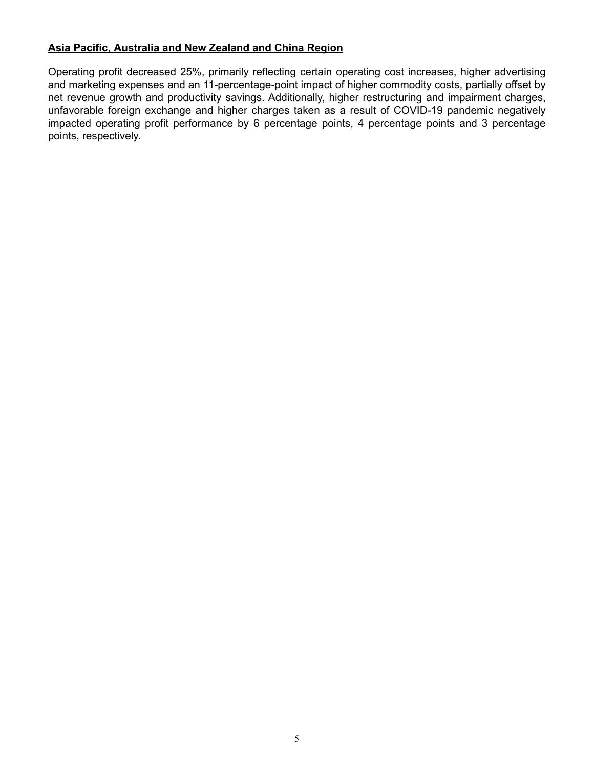**Asia Pacific, Australia and New Zealand and China Region**

Operating profit decreased 25%, primarily reflecting certain operating cost increases, higher advertising and marketing expenses and an 11-percentage-point impact of higher commodity costs, partially offset by net revenue growth and productivity savings. Additionally, higher restructuring and impairment charges, unfavorable foreign exchange and higher charges taken as a result of COVID-19 pandemic negatively impacted operating profit performance by 6 percentage points, 4 percentage points and 3 percentage points, respectively.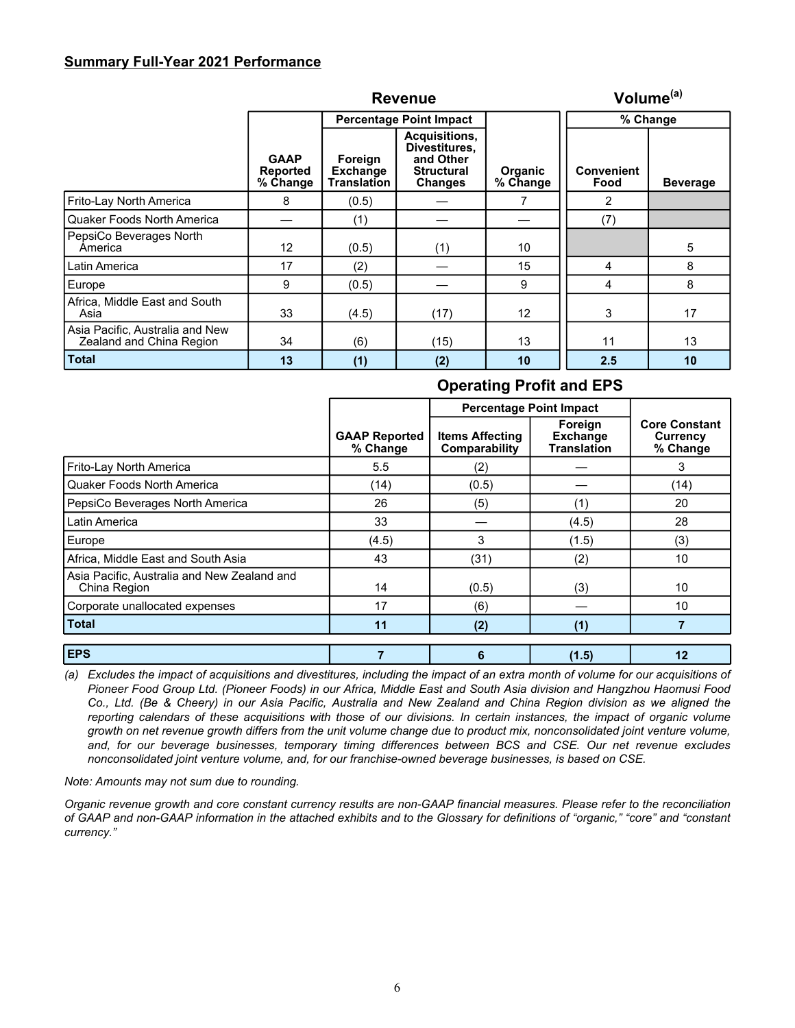## Summary Full-Year 2021 Performance

| | Revenue | | | | Volume[(a)] | |
|---|---|---|---|---|---|---|
| | | Percentage Point Impact | | | % Change | |
| | GAAP Reported % Change | Foreign Exchange Translation | Acquisitions, Divestitures, and Other Structural Changes | Organic % Change | Convenient Food | Beverage |
| Frito-Lay North America | 8 | (0.5) | — | 7 | 2 | |
| Quaker Foods North America | — | (1) | — | — | (7) | |
| PepsiCo Beverages North America | 12 | (0.5) | (1) | 10 | | 5 |
| Latin America | 17 | (2) | — | 15 | 4 | 8 |
| Europe | 9 | (0.5) | — | 9 | 4 | 8 |
| Africa, Middle East and South Asia | 33 | (4.5) | (17) | 12 | 3 | 17 |
| Asia Pacific, Australia and New Zealand and China Region | 34 | (6) | (15) | 13 | 11 | 13 |
| **Total** | **13** | **(1)** | **(2)** | **10** | **2.5** | **10** |

### Operating Profit and EPS

| | | Percentage Point Impact | | |
|---|---|---|---|---|
| | GAAP Reported % Change | Items Affecting Comparability | Foreign Exchange Translation | Core Constant Currency % Change |
| Frito-Lay North America | 5.5 | (2) | — | 3 |
| Quaker Foods North America | (14) | (0.5) | — | (14) |
| PepsiCo Beverages North America | 26 | (5) | (1) | 20 |
| Latin America | 33 | — | (4.5) | 28 |
| Europe | (4.5) | 3 | (1.5) | (3) |
| Africa, Middle East and South Asia | 43 | (31) | (2) | 10 |
| Asia Pacific, Australia and New Zealand and China Region | 14 | (0.5) | (3) | 10 |
| Corporate unallocated expenses | 17 | (6) | — | 10 |
| **Total** | **11** | **(2)** | **(1)** | **7** |
| **EPS** | **7** | **6** | **(1.5)** | **12** |

*(a) Excludes the impact of acquisitions and divestitures, including the impact of an extra month of volume for our acquisitions of Pioneer Food Group Ltd. (Pioneer Foods) in our Africa, Middle East and South Asia division and Hangzhou Haomusi Food Co., Ltd. (Be & Cheery) in our Asia Pacific, Australia and New Zealand and China Region division as we aligned the reporting calendars of these acquisitions with those of our divisions. In certain instances, the impact of organic volume growth on net revenue growth differs from the unit volume change due to product mix, nonconsolidated joint venture volume, and, for our beverage businesses, temporary timing differences between BCS and CSE. Our net revenue excludes nonconsolidated joint venture volume, and, for our franchise-owned beverage businesses, is based on CSE.*

*Note: Amounts may not sum due to rounding.*

*Organic revenue growth and core constant currency results are non-GAAP financial measures. Please refer to the reconciliation of GAAP and non-GAAP information in the attached exhibits and to the Glossary for definitions of "organic," "core" and "constant currency."*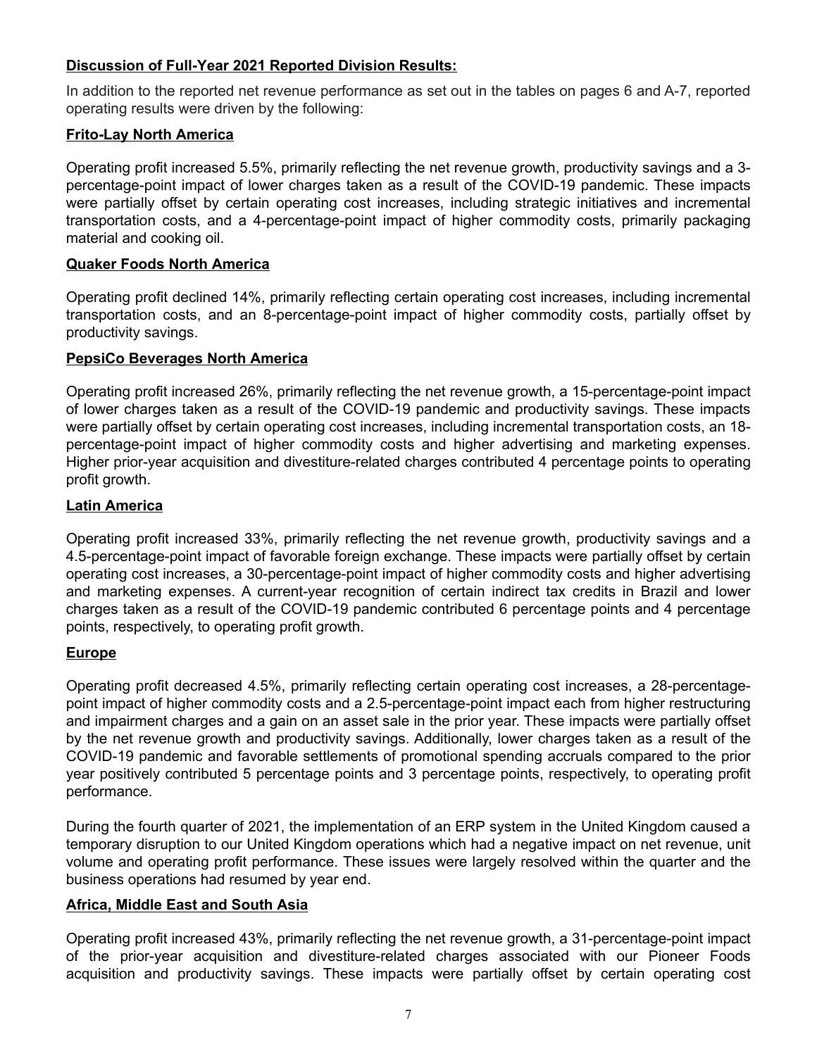## Discussion of Full-Year 2021 Reported Division Results:

In addition to the reported net revenue performance as set out in the tables on pages 6 and A-7, reported operating results were driven by the following:

### Frito-Lay North America

Operating profit increased 5.5%, primarily reflecting the net revenue growth, productivity savings and a 3-percentage-point impact of lower charges taken as a result of the COVID-19 pandemic. These impacts were partially offset by certain operating cost increases, including strategic initiatives and incremental transportation costs, and a 4-percentage-point impact of higher commodity costs, primarily packaging material and cooking oil.

### Quaker Foods North America

Operating profit declined 14%, primarily reflecting certain operating cost increases, including incremental transportation costs, and an 8-percentage-point impact of higher commodity costs, partially offset by productivity savings.

### PepsiCo Beverages North America

Operating profit increased 26%, primarily reflecting the net revenue growth, a 15-percentage-point impact of lower charges taken as a result of the COVID-19 pandemic and productivity savings. These impacts were partially offset by certain operating cost increases, including incremental transportation costs, an 18-percentage-point impact of higher commodity costs and higher advertising and marketing expenses. Higher prior-year acquisition and divestiture-related charges contributed 4 percentage points to operating profit growth.

### Latin America

Operating profit increased 33%, primarily reflecting the net revenue growth, productivity savings and a 4.5-percentage-point impact of favorable foreign exchange. These impacts were partially offset by certain operating cost increases, a 30-percentage-point impact of higher commodity costs and higher advertising and marketing expenses. A current-year recognition of certain indirect tax credits in Brazil and lower charges taken as a result of the COVID-19 pandemic contributed 6 percentage points and 4 percentage points, respectively, to operating profit growth.

### Europe

Operating profit decreased 4.5%, primarily reflecting certain operating cost increases, a 28-percentage-point impact of higher commodity costs and a 2.5-percentage-point impact each from higher restructuring and impairment charges and a gain on an asset sale in the prior year. These impacts were partially offset by the net revenue growth and productivity savings. Additionally, lower charges taken as a result of the COVID-19 pandemic and favorable settlements of promotional spending accruals compared to the prior year positively contributed 5 percentage points and 3 percentage points, respectively, to operating profit performance.

During the fourth quarter of 2021, the implementation of an ERP system in the United Kingdom caused a temporary disruption to our United Kingdom operations which had a negative impact on net revenue, unit volume and operating profit performance. These issues were largely resolved within the quarter and the business operations had resumed by year end.

### Africa, Middle East and South Asia

Operating profit increased 43%, primarily reflecting the net revenue growth, a 31-percentage-point impact of the prior-year acquisition and divestiture-related charges associated with our Pioneer Foods acquisition and productivity savings. These impacts were partially offset by certain operating cost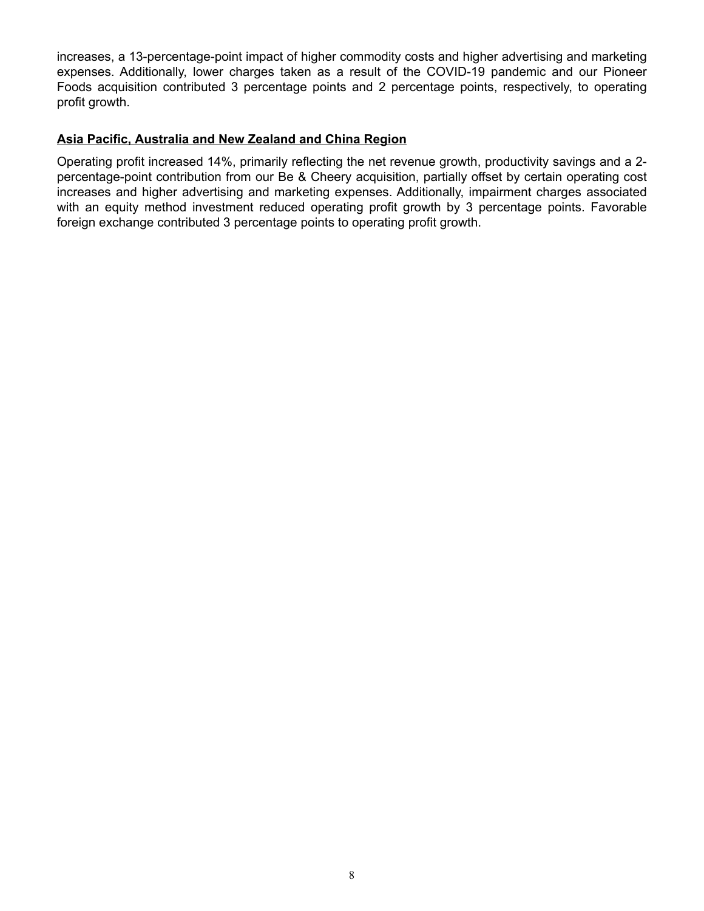increases, a 13-percentage-point impact of higher commodity costs and higher advertising and marketing expenses. Additionally, lower charges taken as a result of the COVID-19 pandemic and our Pioneer Foods acquisition contributed 3 percentage points and 2 percentage points, respectively, to operating profit growth.

**Asia Pacific, Australia and New Zealand and China Region**

Operating profit increased 14%, primarily reflecting the net revenue growth, productivity savings and a 2-percentage-point contribution from our Be & Cheery acquisition, partially offset by certain operating cost increases and higher advertising and marketing expenses. Additionally, impairment charges associated with an equity method investment reduced operating profit growth by 3 percentage points. Favorable foreign exchange contributed 3 percentage points to operating profit growth.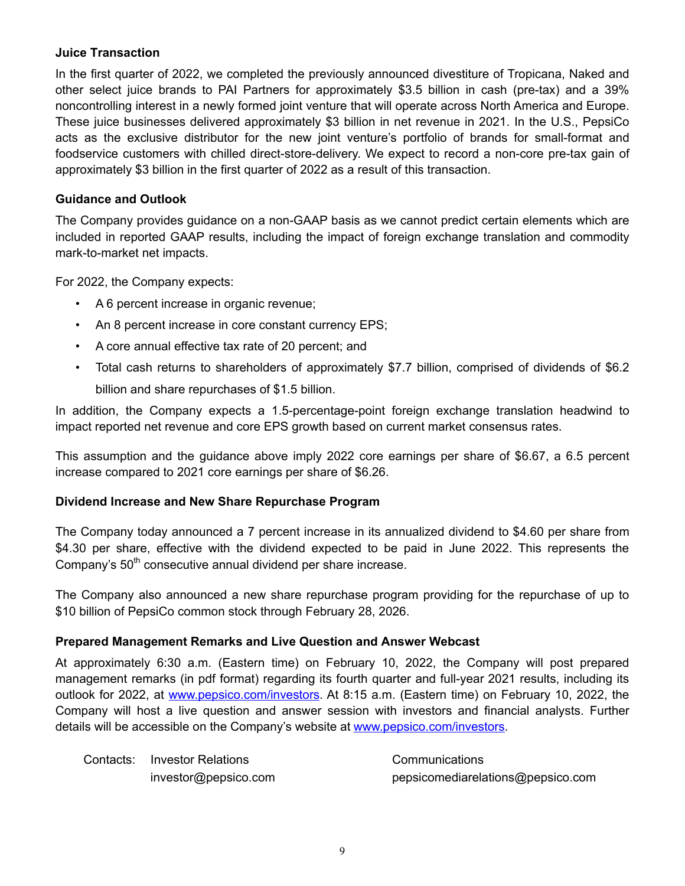**Juice Transaction**

In the first quarter of 2022, we completed the previously announced divestiture of Tropicana, Naked and other select juice brands to PAI Partners for approximately $3.5 billion in cash (pre-tax) and a 39% noncontrolling interest in a newly formed joint venture that will operate across North America and Europe. These juice businesses delivered approximately $3 billion in net revenue in 2021. In the U.S., PepsiCo acts as the exclusive distributor for the new joint venture's portfolio of brands for small-format and foodservice customers with chilled direct-store-delivery. We expect to record a non-core pre-tax gain of approximately $3 billion in the first quarter of 2022 as a result of this transaction.

**Guidance and Outlook**

The Company provides guidance on a non-GAAP basis as we cannot predict certain elements which are included in reported GAAP results, including the impact of foreign exchange translation and commodity mark-to-market net impacts.

For 2022, the Company expects:

- A 6 percent increase in organic revenue;
- An 8 percent increase in core constant currency EPS;
- A core annual effective tax rate of 20 percent; and
- Total cash returns to shareholders of approximately $7.7 billion, comprised of dividends of $6.2 billion and share repurchases of $1.5 billion.

In addition, the Company expects a 1.5-percentage-point foreign exchange translation headwind to impact reported net revenue and core EPS growth based on current market consensus rates.

This assumption and the guidance above imply 2022 core earnings per share of $6.67, a 6.5 percent increase compared to 2021 core earnings per share of $6.26.

**Dividend Increase and New Share Repurchase Program**

The Company today announced a 7 percent increase in its annualized dividend to $4.60 per share from $4.30 per share, effective with the dividend expected to be paid in June 2022. This represents the Company's 50th consecutive annual dividend per share increase.

The Company also announced a new share repurchase program providing for the repurchase of up to $10 billion of PepsiCo common stock through February 28, 2026.

**Prepared Management Remarks and Live Question and Answer Webcast**

At approximately 6:30 a.m. (Eastern time) on February 10, 2022, the Company will post prepared management remarks (in pdf format) regarding its fourth quarter and full-year 2021 results, including its outlook for 2022, at www.pepsico.com/investors. At 8:15 a.m. (Eastern time) on February 10, 2022, the Company will host a live question and answer session with investors and financial analysts. Further details will be accessible on the Company's website at www.pepsico.com/investors.

| | | |
|---|---|---|
| Contacts: | Investor Relations | Communications |
| | investor@pepsico.com | pepsicomediarelations@pepsico.com |